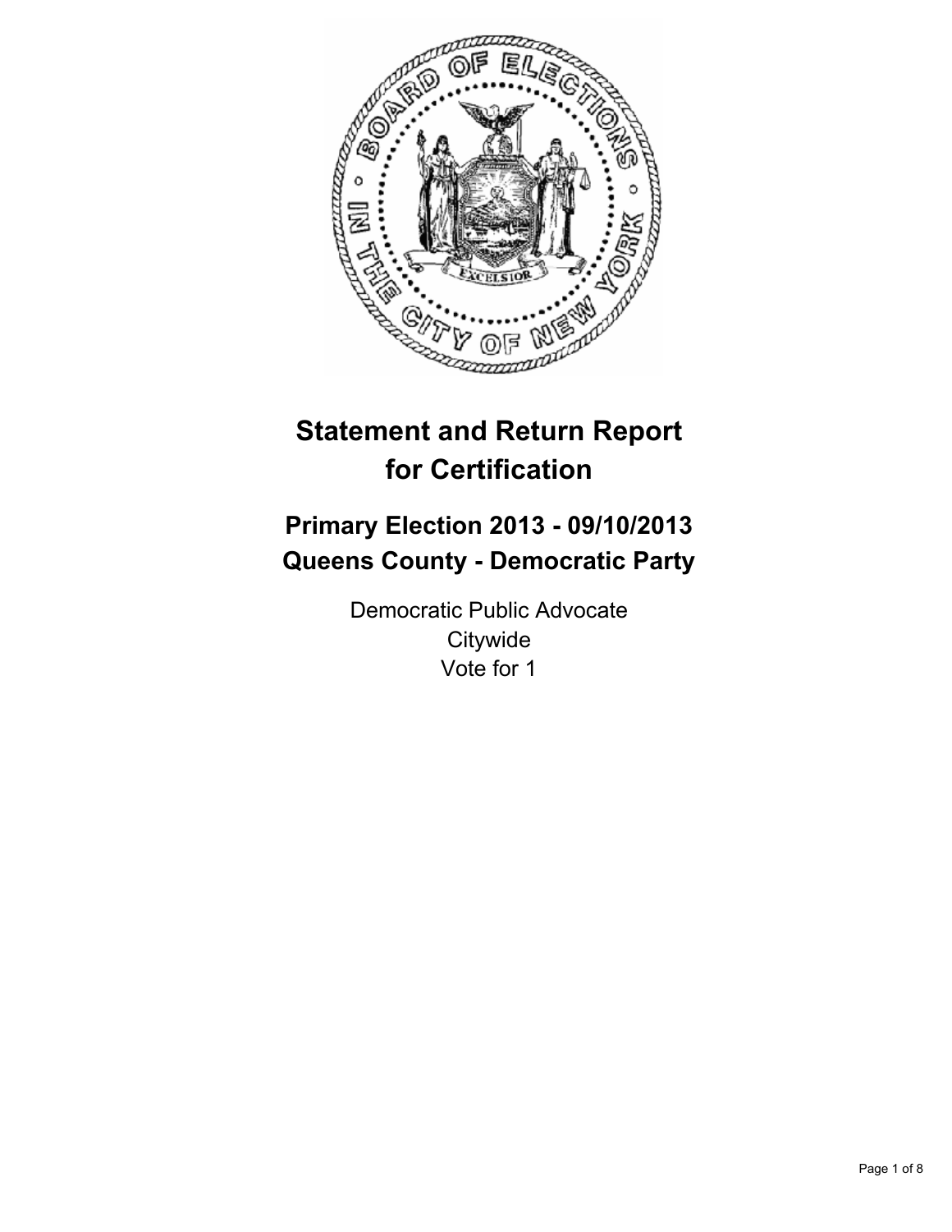# Statement and Return Report for Certification

## Primary Election 2013 - 09/10/2013
## Queens County - Democratic Party

Democratic Public Advocate
Citywide
Vote for 1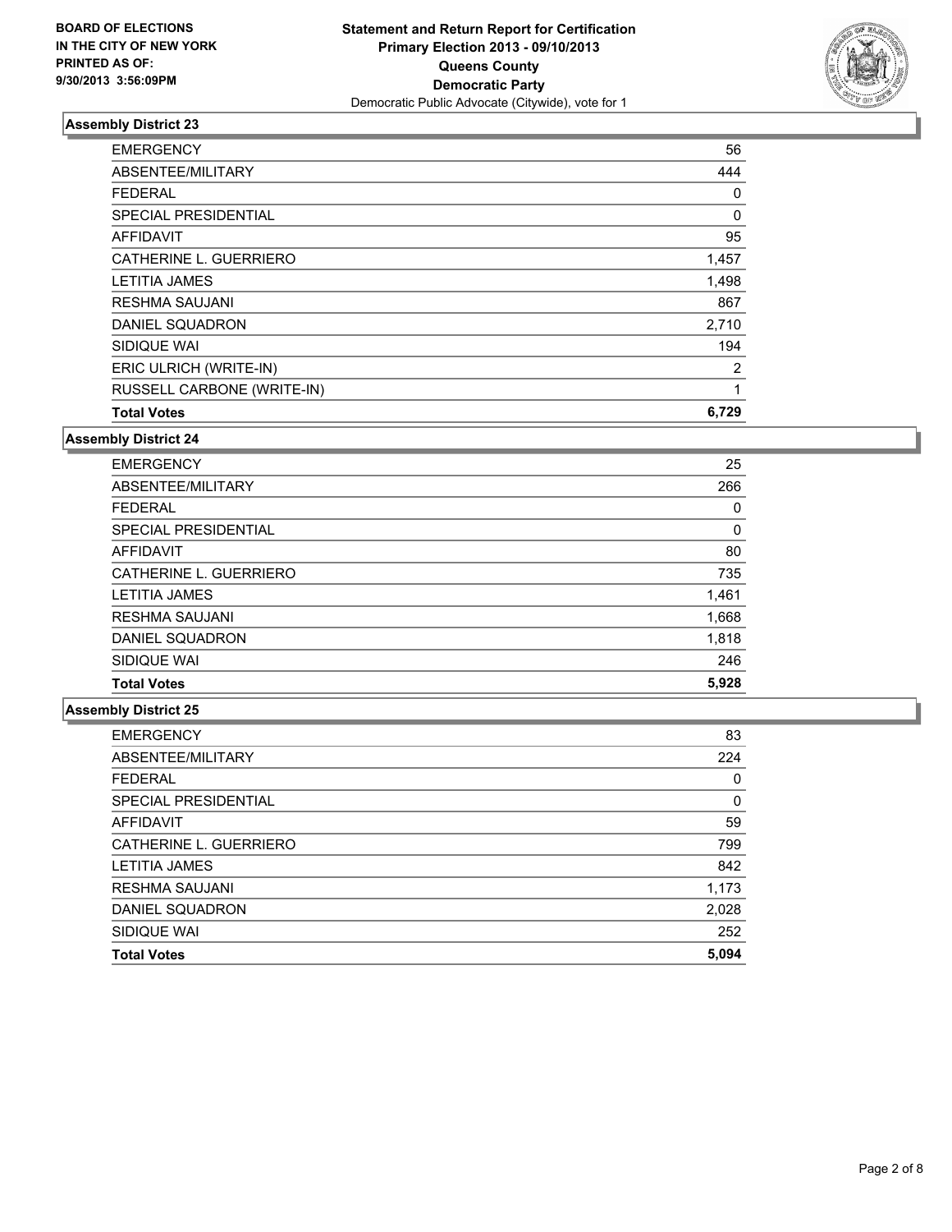## Assembly District 23

| | |
|---|---|
| EMERGENCY | 56 |
| ABSENTEE/MILITARY | 444 |
| FEDERAL | 0 |
| SPECIAL PRESIDENTIAL | 0 |
| AFFIDAVIT | 95 |
| CATHERINE L. GUERRIERO | 1,457 |
| LETITIA JAMES | 1,498 |
| RESHMA SAUJANI | 867 |
| DANIEL SQUADRON | 2,710 |
| SIDIQUE WAI | 194 |
| ERIC ULRICH (WRITE-IN) | 2 |
| RUSSELL CARBONE (WRITE-IN) | 1 |
| **Total Votes** | **6,729** |

## Assembly District 24

| | |
|---|---|
| EMERGENCY | 25 |
| ABSENTEE/MILITARY | 266 |
| FEDERAL | 0 |
| SPECIAL PRESIDENTIAL | 0 |
| AFFIDAVIT | 80 |
| CATHERINE L. GUERRIERO | 735 |
| LETITIA JAMES | 1,461 |
| RESHMA SAUJANI | 1,668 |
| DANIEL SQUADRON | 1,818 |
| SIDIQUE WAI | 246 |
| **Total Votes** | **5,928** |

## Assembly District 25

| | |
|---|---|
| EMERGENCY | 83 |
| ABSENTEE/MILITARY | 224 |
| FEDERAL | 0 |
| SPECIAL PRESIDENTIAL | 0 |
| AFFIDAVIT | 59 |
| CATHERINE L. GUERRIERO | 799 |
| LETITIA JAMES | 842 |
| RESHMA SAUJANI | 1,173 |
| DANIEL SQUADRON | 2,028 |
| SIDIQUE WAI | 252 |
| **Total Votes** | **5,094** |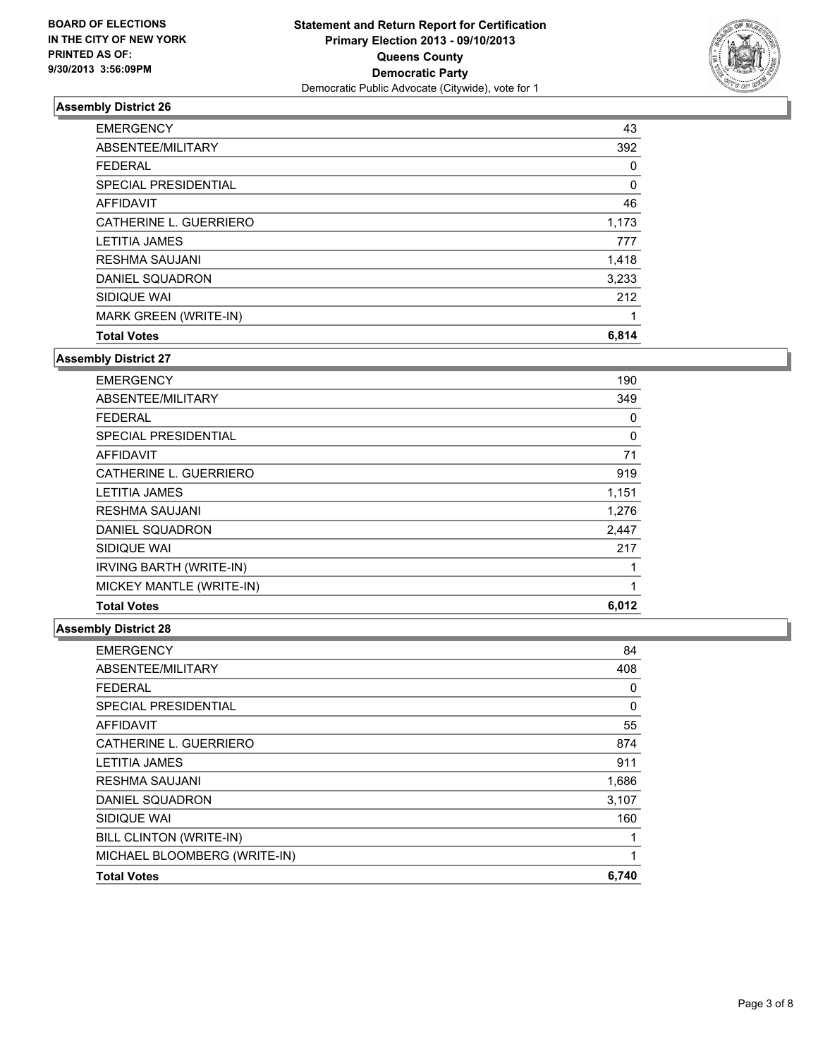BOARD OF ELECTIONS
IN THE CITY OF NEW YORK
PRINTED AS OF:
9/30/2013 3:56:09PM

**Statement and Return Report for Certification**
**Primary Election 2013 - 09/10/2013**
**Queens County**
**Democratic Party**
Democratic Public Advocate (Citywide), vote for 1

### Assembly District 26

| | |
|---|---|
| EMERGENCY | 43 |
| ABSENTEE/MILITARY | 392 |
| FEDERAL | 0 |
| SPECIAL PRESIDENTIAL | 0 |
| AFFIDAVIT | 46 |
| CATHERINE L. GUERRIERO | 1,173 |
| LETITIA JAMES | 777 |
| RESHMA SAUJANI | 1,418 |
| DANIEL SQUADRON | 3,233 |
| SIDIQUE WAI | 212 |
| MARK GREEN (WRITE-IN) | 1 |
| **Total Votes** | **6,814** |

### Assembly District 27

| | |
|---|---|
| EMERGENCY | 190 |
| ABSENTEE/MILITARY | 349 |
| FEDERAL | 0 |
| SPECIAL PRESIDENTIAL | 0 |
| AFFIDAVIT | 71 |
| CATHERINE L. GUERRIERO | 919 |
| LETITIA JAMES | 1,151 |
| RESHMA SAUJANI | 1,276 |
| DANIEL SQUADRON | 2,447 |
| SIDIQUE WAI | 217 |
| IRVING BARTH (WRITE-IN) | 1 |
| MICKEY MANTLE (WRITE-IN) | 1 |
| **Total Votes** | **6,012** |

### Assembly District 28

| | |
|---|---|
| EMERGENCY | 84 |
| ABSENTEE/MILITARY | 408 |
| FEDERAL | 0 |
| SPECIAL PRESIDENTIAL | 0 |
| AFFIDAVIT | 55 |
| CATHERINE L. GUERRIERO | 874 |
| LETITIA JAMES | 911 |
| RESHMA SAUJANI | 1,686 |
| DANIEL SQUADRON | 3,107 |
| SIDIQUE WAI | 160 |
| BILL CLINTON (WRITE-IN) | 1 |
| MICHAEL BLOOMBERG (WRITE-IN) | 1 |
| **Total Votes** | **6,740** |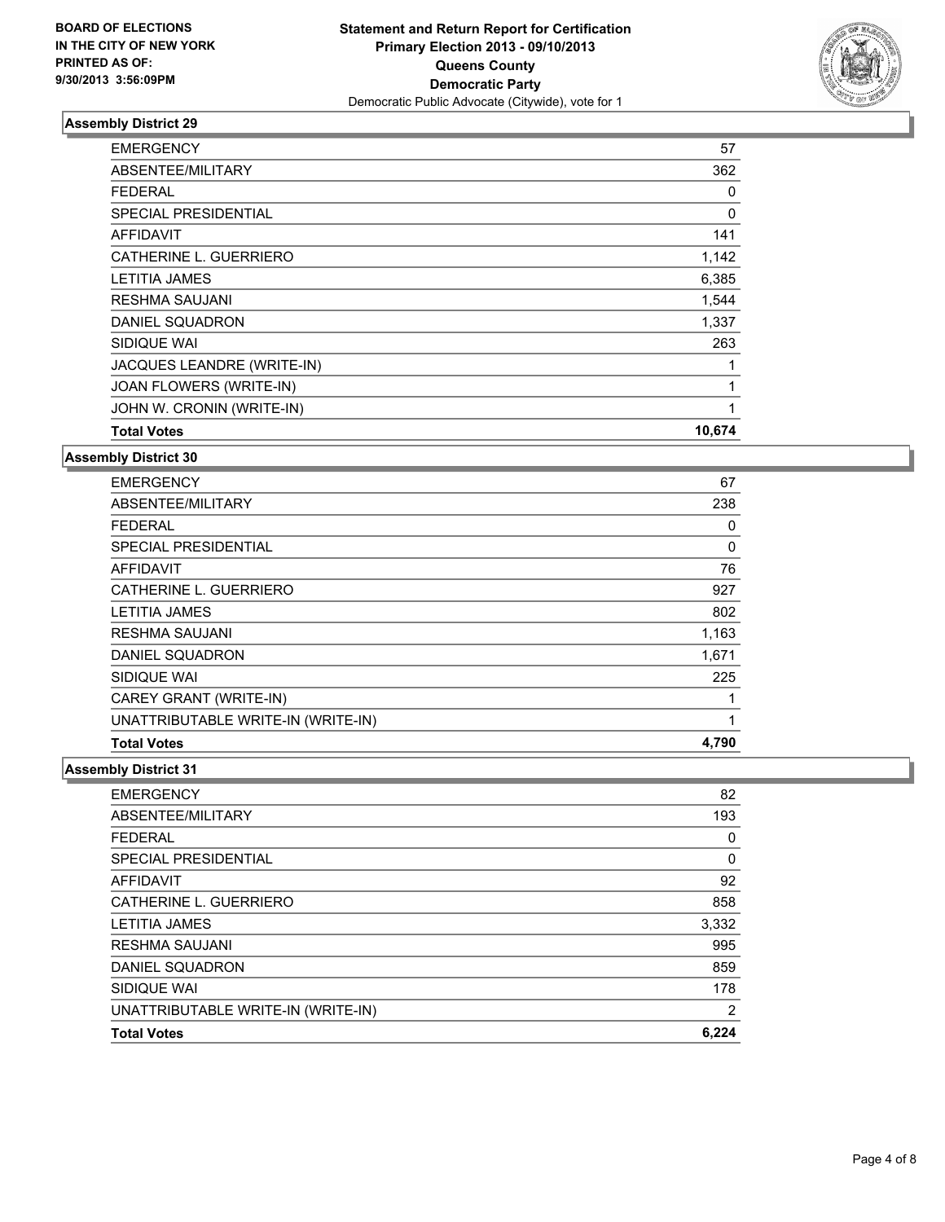**BOARD OF ELECTIONS IN THE CITY OF NEW YORK PRINTED AS OF: 9/30/2013 3:56:09PM**

**Statement and Return Report for Certification Primary Election 2013 - 09/10/2013 Queens County Democratic Party**
Democratic Public Advocate (Citywide), vote for 1

### Assembly District 29

| | |
|---|---|
| EMERGENCY | 57 |
| ABSENTEE/MILITARY | 362 |
| FEDERAL | 0 |
| SPECIAL PRESIDENTIAL | 0 |
| AFFIDAVIT | 141 |
| CATHERINE L. GUERRIERO | 1,142 |
| LETITIA JAMES | 6,385 |
| RESHMA SAUJANI | 1,544 |
| DANIEL SQUADRON | 1,337 |
| SIDIQUE WAI | 263 |
| JACQUES LEANDRE (WRITE-IN) | 1 |
| JOAN FLOWERS (WRITE-IN) | 1 |
| JOHN W. CRONIN (WRITE-IN) | 1 |
| **Total Votes** | **10,674** |

### Assembly District 30

| | |
|---|---|
| EMERGENCY | 67 |
| ABSENTEE/MILITARY | 238 |
| FEDERAL | 0 |
| SPECIAL PRESIDENTIAL | 0 |
| AFFIDAVIT | 76 |
| CATHERINE L. GUERRIERO | 927 |
| LETITIA JAMES | 802 |
| RESHMA SAUJANI | 1,163 |
| DANIEL SQUADRON | 1,671 |
| SIDIQUE WAI | 225 |
| CAREY GRANT (WRITE-IN) | 1 |
| UNATTRIBUTABLE WRITE-IN (WRITE-IN) | 1 |
| **Total Votes** | **4,790** |

### Assembly District 31

| | |
|---|---|
| EMERGENCY | 82 |
| ABSENTEE/MILITARY | 193 |
| FEDERAL | 0 |
| SPECIAL PRESIDENTIAL | 0 |
| AFFIDAVIT | 92 |
| CATHERINE L. GUERRIERO | 858 |
| LETITIA JAMES | 3,332 |
| RESHMA SAUJANI | 995 |
| DANIEL SQUADRON | 859 |
| SIDIQUE WAI | 178 |
| UNATTRIBUTABLE WRITE-IN (WRITE-IN) | 2 |
| **Total Votes** | **6,224** |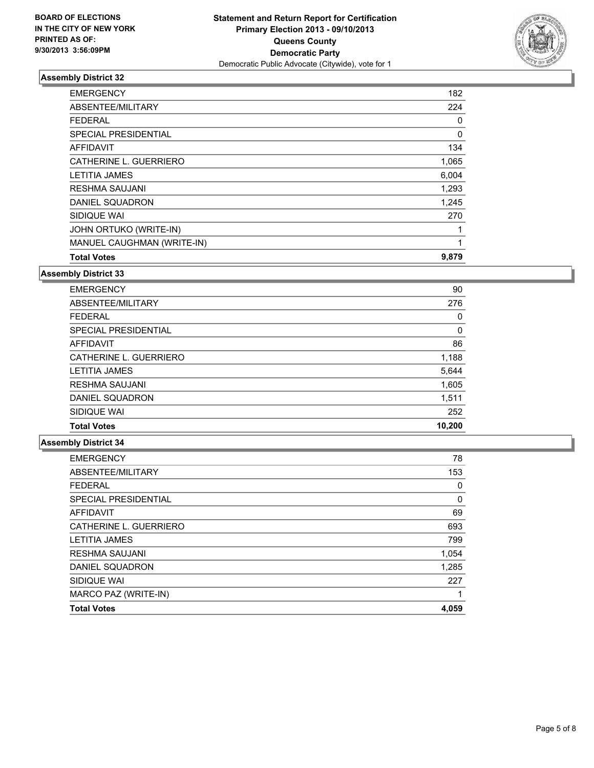**BOARD OF ELECTIONS IN THE CITY OF NEW YORK PRINTED AS OF: 9/30/2013 3:56:09PM**

**Statement and Return Report for Certification**
**Primary Election 2013 - 09/10/2013**
**Queens County**
**Democratic Party**
Democratic Public Advocate (Citywide), vote for 1

### Assembly District 32

| | |
|---|---|
| EMERGENCY | 182 |
| ABSENTEE/MILITARY | 224 |
| FEDERAL | 0 |
| SPECIAL PRESIDENTIAL | 0 |
| AFFIDAVIT | 134 |
| CATHERINE L. GUERRIERO | 1,065 |
| LETITIA JAMES | 6,004 |
| RESHMA SAUJANI | 1,293 |
| DANIEL SQUADRON | 1,245 |
| SIDIQUE WAI | 270 |
| JOHN ORTUKO (WRITE-IN) | 1 |
| MANUEL CAUGHMAN (WRITE-IN) | 1 |
| **Total Votes** | **9,879** |

### Assembly District 33

| | |
|---|---|
| EMERGENCY | 90 |
| ABSENTEE/MILITARY | 276 |
| FEDERAL | 0 |
| SPECIAL PRESIDENTIAL | 0 |
| AFFIDAVIT | 86 |
| CATHERINE L. GUERRIERO | 1,188 |
| LETITIA JAMES | 5,644 |
| RESHMA SAUJANI | 1,605 |
| DANIEL SQUADRON | 1,511 |
| SIDIQUE WAI | 252 |
| **Total Votes** | **10,200** |

### Assembly District 34

| | |
|---|---|
| EMERGENCY | 78 |
| ABSENTEE/MILITARY | 153 |
| FEDERAL | 0 |
| SPECIAL PRESIDENTIAL | 0 |
| AFFIDAVIT | 69 |
| CATHERINE L. GUERRIERO | 693 |
| LETITIA JAMES | 799 |
| RESHMA SAUJANI | 1,054 |
| DANIEL SQUADRON | 1,285 |
| SIDIQUE WAI | 227 |
| MARCO PAZ (WRITE-IN) | 1 |
| **Total Votes** | **4,059** |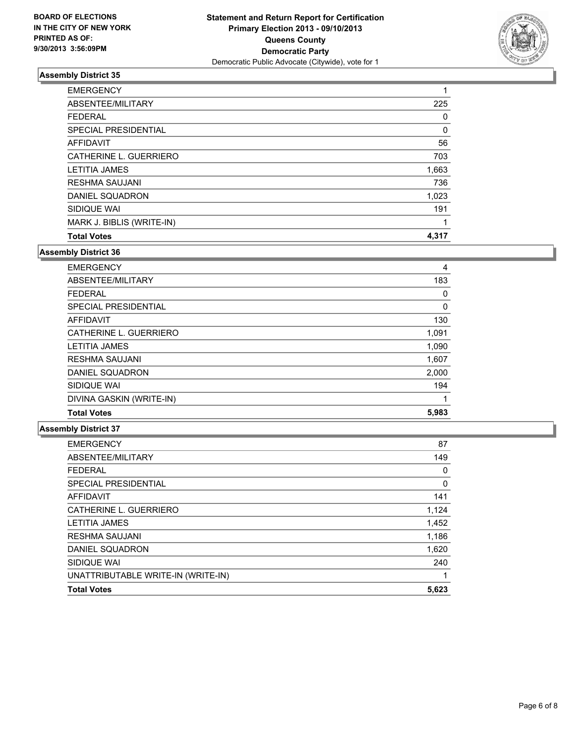**BOARD OF ELECTIONS IN THE CITY OF NEW YORK PRINTED AS OF: 9/30/2013 3:56:09PM**

**Statement and Return Report for Certification Primary Election 2013 - 09/10/2013 Queens County Democratic Party**

Democratic Public Advocate (Citywide), vote for 1

### Assembly District 35

| | |
|---|---|
| EMERGENCY | 1 |
| ABSENTEE/MILITARY | 225 |
| FEDERAL | 0 |
| SPECIAL PRESIDENTIAL | 0 |
| AFFIDAVIT | 56 |
| CATHERINE L. GUERRIERO | 703 |
| LETITIA JAMES | 1,663 |
| RESHMA SAUJANI | 736 |
| DANIEL SQUADRON | 1,023 |
| SIDIQUE WAI | 191 |
| MARK J. BIBLIS (WRITE-IN) | 1 |
| **Total Votes** | **4,317** |

### Assembly District 36

| | |
|---|---|
| EMERGENCY | 4 |
| ABSENTEE/MILITARY | 183 |
| FEDERAL | 0 |
| SPECIAL PRESIDENTIAL | 0 |
| AFFIDAVIT | 130 |
| CATHERINE L. GUERRIERO | 1,091 |
| LETITIA JAMES | 1,090 |
| RESHMA SAUJANI | 1,607 |
| DANIEL SQUADRON | 2,000 |
| SIDIQUE WAI | 194 |
| DIVINA GASKIN (WRITE-IN) | 1 |
| **Total Votes** | **5,983** |

### Assembly District 37

| | |
|---|---|
| EMERGENCY | 87 |
| ABSENTEE/MILITARY | 149 |
| FEDERAL | 0 |
| SPECIAL PRESIDENTIAL | 0 |
| AFFIDAVIT | 141 |
| CATHERINE L. GUERRIERO | 1,124 |
| LETITIA JAMES | 1,452 |
| RESHMA SAUJANI | 1,186 |
| DANIEL SQUADRON | 1,620 |
| SIDIQUE WAI | 240 |
| UNATTRIBUTABLE WRITE-IN (WRITE-IN) | 1 |
| **Total Votes** | **5,623** |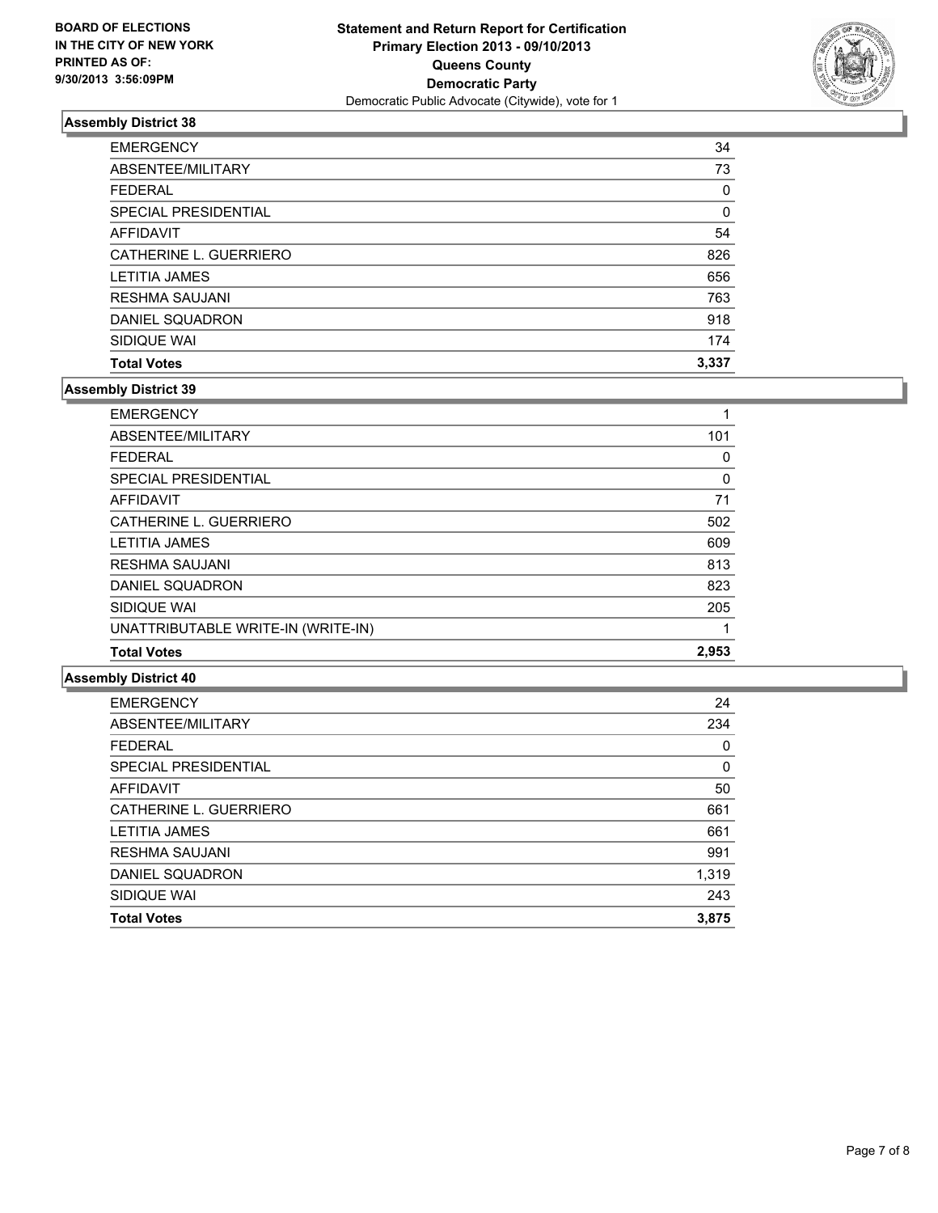**BOARD OF ELECTIONS IN THE CITY OF NEW YORK PRINTED AS OF: 9/30/2013 3:56:09PM**

**Statement and Return Report for Certification**
**Primary Election 2013 - 09/10/2013**
**Queens County**
**Democratic Party**
Democratic Public Advocate (Citywide), vote for 1

### Assembly District 38

| | |
|---|---|
| EMERGENCY | 34 |
| ABSENTEE/MILITARY | 73 |
| FEDERAL | 0 |
| SPECIAL PRESIDENTIAL | 0 |
| AFFIDAVIT | 54 |
| CATHERINE L. GUERRIERO | 826 |
| LETITIA JAMES | 656 |
| RESHMA SAUJANI | 763 |
| DANIEL SQUADRON | 918 |
| SIDIQUE WAI | 174 |
| **Total Votes** | **3,337** |

### Assembly District 39

| | |
|---|---|
| EMERGENCY | 1 |
| ABSENTEE/MILITARY | 101 |
| FEDERAL | 0 |
| SPECIAL PRESIDENTIAL | 0 |
| AFFIDAVIT | 71 |
| CATHERINE L. GUERRIERO | 502 |
| LETITIA JAMES | 609 |
| RESHMA SAUJANI | 813 |
| DANIEL SQUADRON | 823 |
| SIDIQUE WAI | 205 |
| UNATTRIBUTABLE WRITE-IN (WRITE-IN) | 1 |
| **Total Votes** | **2,953** |

### Assembly District 40

| | |
|---|---|
| EMERGENCY | 24 |
| ABSENTEE/MILITARY | 234 |
| FEDERAL | 0 |
| SPECIAL PRESIDENTIAL | 0 |
| AFFIDAVIT | 50 |
| CATHERINE L. GUERRIERO | 661 |
| LETITIA JAMES | 661 |
| RESHMA SAUJANI | 991 |
| DANIEL SQUADRON | 1,319 |
| SIDIQUE WAI | 243 |
| **Total Votes** | **3,875** |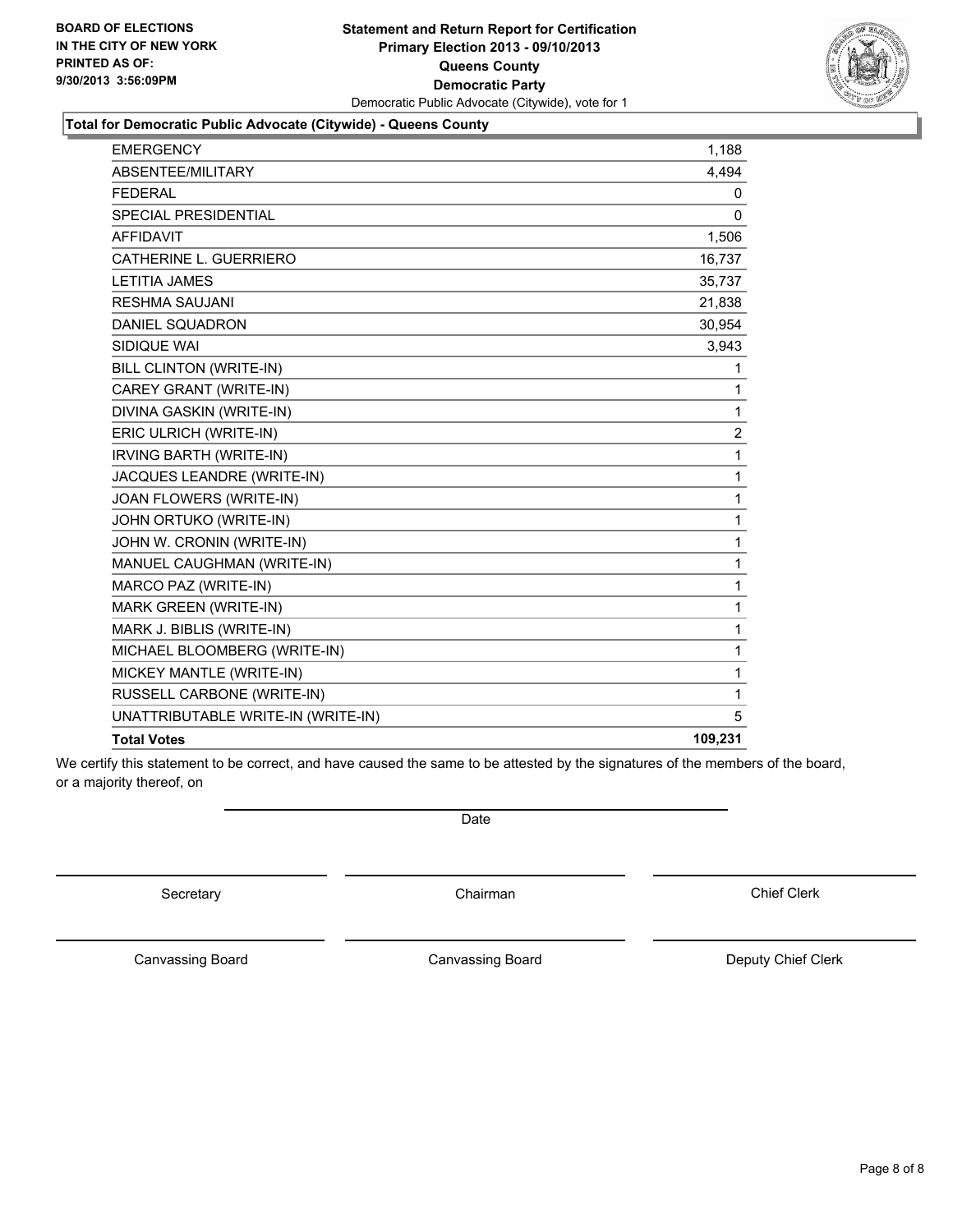**BOARD OF ELECTIONS**
**IN THE CITY OF NEW YORK**
**PRINTED AS OF:**
**9/30/2013 3:56:09PM**

**Statement and Return Report for Certification**
**Primary Election 2013 - 09/10/2013**
**Queens County**
**Democratic Party**
Democratic Public Advocate (Citywide), vote for 1

**Total for Democratic Public Advocate (Citywide) - Queens County**

| | |
|---|---|
| EMERGENCY | 1,188 |
| ABSENTEE/MILITARY | 4,494 |
| FEDERAL | 0 |
| SPECIAL PRESIDENTIAL | 0 |
| AFFIDAVIT | 1,506 |
| CATHERINE L. GUERRIERO | 16,737 |
| LETITIA JAMES | 35,737 |
| RESHMA SAUJANI | 21,838 |
| DANIEL SQUADRON | 30,954 |
| SIDIQUE WAI | 3,943 |
| BILL CLINTON (WRITE-IN) | 1 |
| CAREY GRANT (WRITE-IN) | 1 |
| DIVINA GASKIN (WRITE-IN) | 1 |
| ERIC ULRICH (WRITE-IN) | 2 |
| IRVING BARTH (WRITE-IN) | 1 |
| JACQUES LEANDRE (WRITE-IN) | 1 |
| JOAN FLOWERS (WRITE-IN) | 1 |
| JOHN ORTUKO (WRITE-IN) | 1 |
| JOHN W. CRONIN (WRITE-IN) | 1 |
| MANUEL CAUGHMAN (WRITE-IN) | 1 |
| MARCO PAZ (WRITE-IN) | 1 |
| MARK GREEN (WRITE-IN) | 1 |
| MARK J. BIBLIS (WRITE-IN) | 1 |
| MICHAEL BLOOMBERG (WRITE-IN) | 1 |
| MICKEY MANTLE (WRITE-IN) | 1 |
| RUSSELL CARBONE (WRITE-IN) | 1 |
| UNATTRIBUTABLE WRITE-IN (WRITE-IN) | 5 |
| **Total Votes** | **109,231** |

We certify this statement to be correct, and have caused the same to be attested by the signatures of the members of the board, or a majority thereof, on

Date

Secretary | Chairman | Chief Clerk

Canvassing Board | Canvassing Board | Deputy Chief Clerk